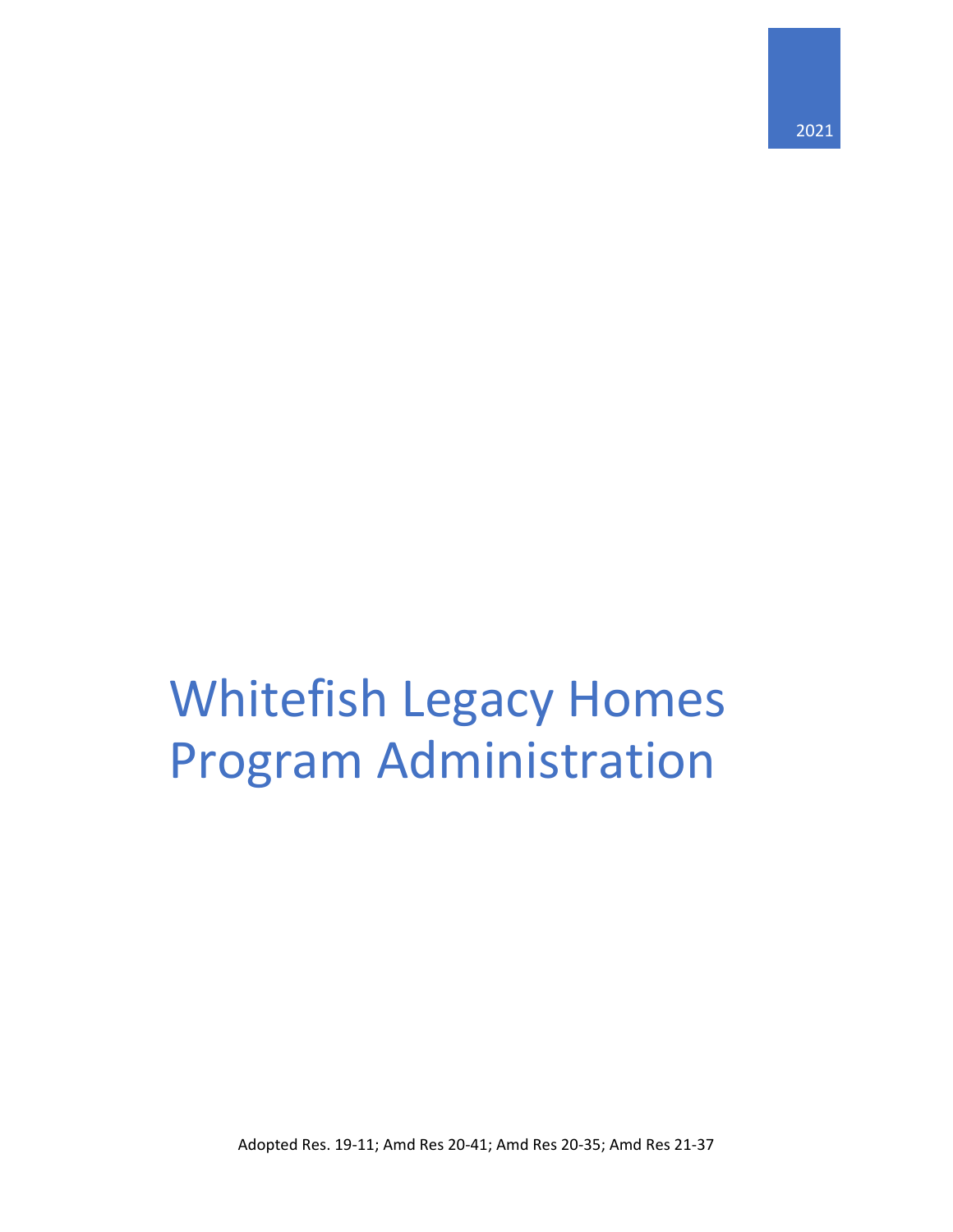2021

# Whitefish Legacy Homes Program Administration

Adopted Res. 19-11; Amd Res 20-41; Amd Res 20-35; Amd Res 21-37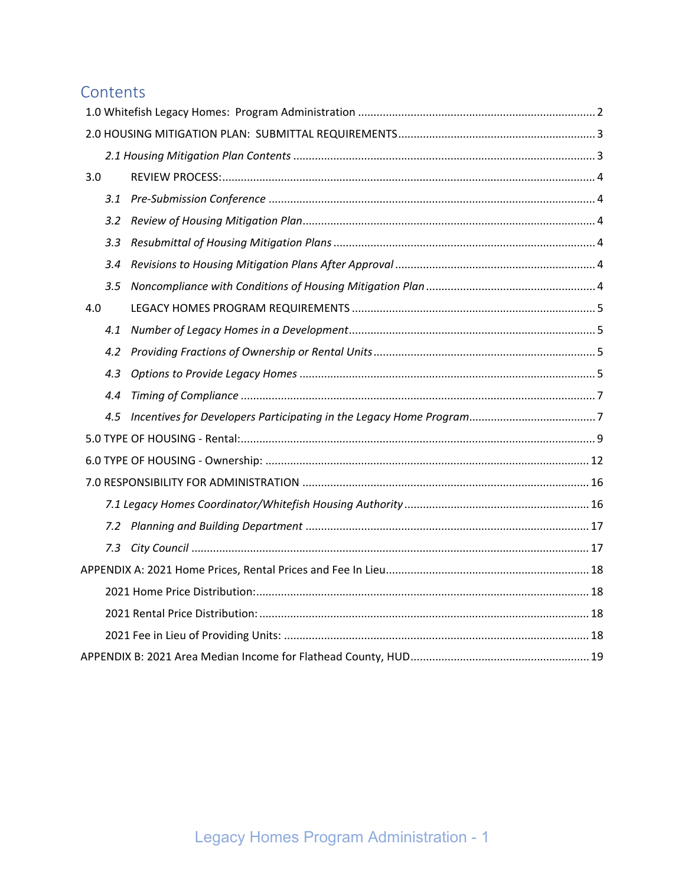# Contents

1.0 Whitefish Legacy Homes: Program Administration ........ 2

2.0 HOUSING MITIGATION PLAN: SUBMITTAL REQUIREMENTS ........ 3

- *2.1 Housing Mitigation Plan Contents* ........ 3

3.0 REVIEW PROCESS: ........ 4

- *3.1 Pre-Submission Conference* ........ 4
- *3.2 Review of Housing Mitigation Plan* ........ 4
- *3.3 Resubmittal of Housing Mitigation Plans* ........ 4
- *3.4 Revisions to Housing Mitigation Plans After Approval* ........ 4
- *3.5 Noncompliance with Conditions of Housing Mitigation Plan* ........ 4

4.0 LEGACY HOMES PROGRAM REQUIREMENTS ........ 5

- *4.1 Number of Legacy Homes in a Development* ........ 5
- *4.2 Providing Fractions of Ownership or Rental Units* ........ 5
- *4.3 Options to Provide Legacy Homes* ........ 5
- *4.4 Timing of Compliance* ........ 7
- *4.5 Incentives for Developers Participating in the Legacy Home Program* ........ 7

5.0 TYPE OF HOUSING - Rental: ........ 9

6.0 TYPE OF HOUSING - Ownership: ........ 12

7.0 RESPONSIBILITY FOR ADMINISTRATION ........ 16

- *7.1 Legacy Homes Coordinator/Whitefish Housing Authority* ........ 16
- *7.2 Planning and Building Department* ........ 17
- *7.3 City Council* ........ 17

APPENDIX A: 2021 Home Prices, Rental Prices and Fee In Lieu ........ 18

- 2021 Home Price Distribution: ........ 18
- 2021 Rental Price Distribution: ........ 18
- 2021 Fee in Lieu of Providing Units: ........ 18

APPENDIX B: 2021 Area Median Income for Flathead County, HUD ........ 19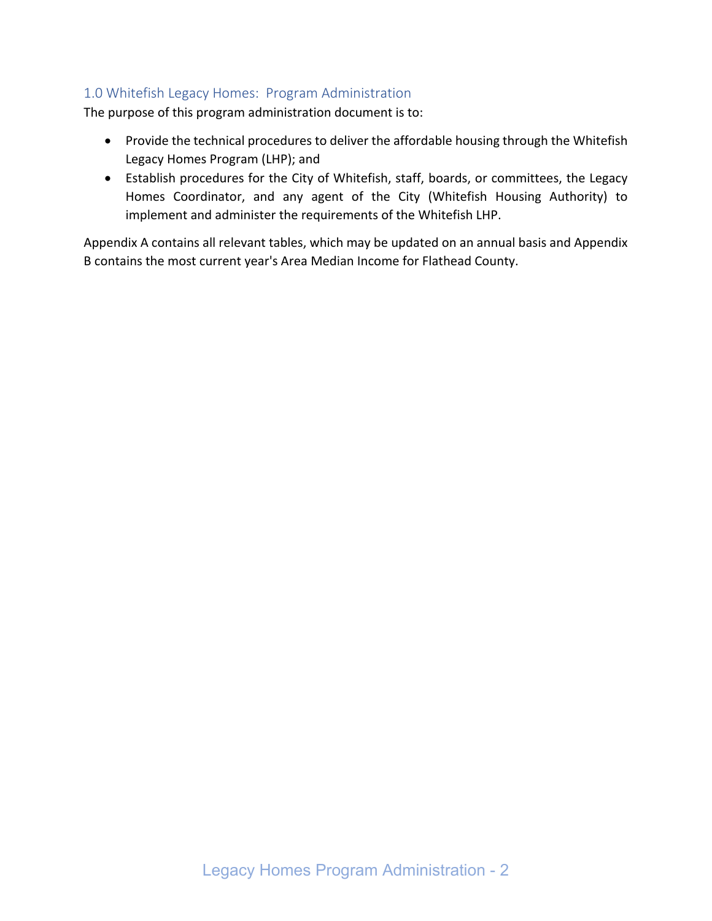## 1.0 Whitefish Legacy Homes: Program Administration

The purpose of this program administration document is to:

- Provide the technical procedures to deliver the affordable housing through the Whitefish Legacy Homes Program (LHP); and
- Establish procedures for the City of Whitefish, staff, boards, or committees, the Legacy Homes Coordinator, and any agent of the City (Whitefish Housing Authority) to implement and administer the requirements of the Whitefish LHP.

Appendix A contains all relevant tables, which may be updated on an annual basis and Appendix B contains the most current year's Area Median Income for Flathead County.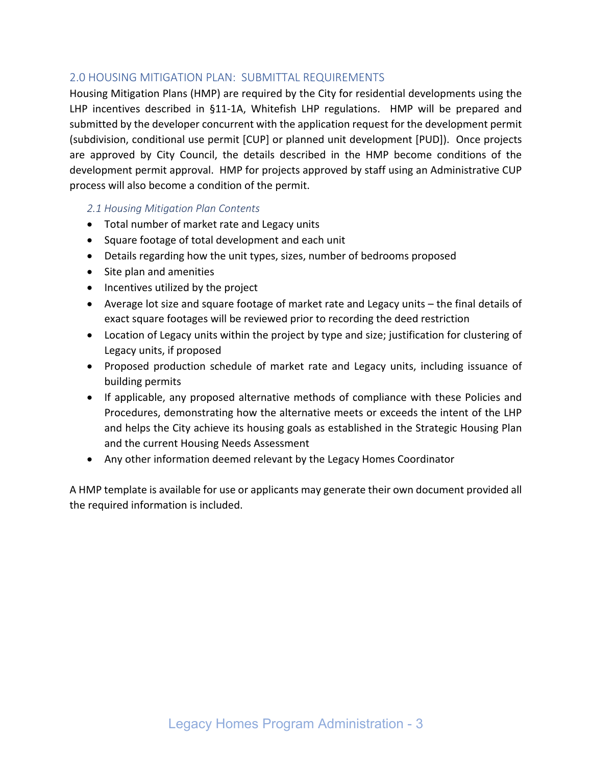## 2.0 HOUSING MITIGATION PLAN: SUBMITTAL REQUIREMENTS

Housing Mitigation Plans (HMP) are required by the City for residential developments using the LHP incentives described in §11-1A, Whitefish LHP regulations. HMP will be prepared and submitted by the developer concurrent with the application request for the development permit (subdivision, conditional use permit [CUP] or planned unit development [PUD]). Once projects are approved by City Council, the details described in the HMP become conditions of the development permit approval. HMP for projects approved by staff using an Administrative CUP process will also become a condition of the permit.

### *2.1 Housing Mitigation Plan Contents*

- Total number of market rate and Legacy units
- Square footage of total development and each unit
- Details regarding how the unit types, sizes, number of bedrooms proposed
- Site plan and amenities
- Incentives utilized by the project
- Average lot size and square footage of market rate and Legacy units – the final details of exact square footages will be reviewed prior to recording the deed restriction
- Location of Legacy units within the project by type and size; justification for clustering of Legacy units, if proposed
- Proposed production schedule of market rate and Legacy units, including issuance of building permits
- If applicable, any proposed alternative methods of compliance with these Policies and Procedures, demonstrating how the alternative meets or exceeds the intent of the LHP and helps the City achieve its housing goals as established in the Strategic Housing Plan and the current Housing Needs Assessment
- Any other information deemed relevant by the Legacy Homes Coordinator

A HMP template is available for use or applicants may generate their own document provided all the required information is included.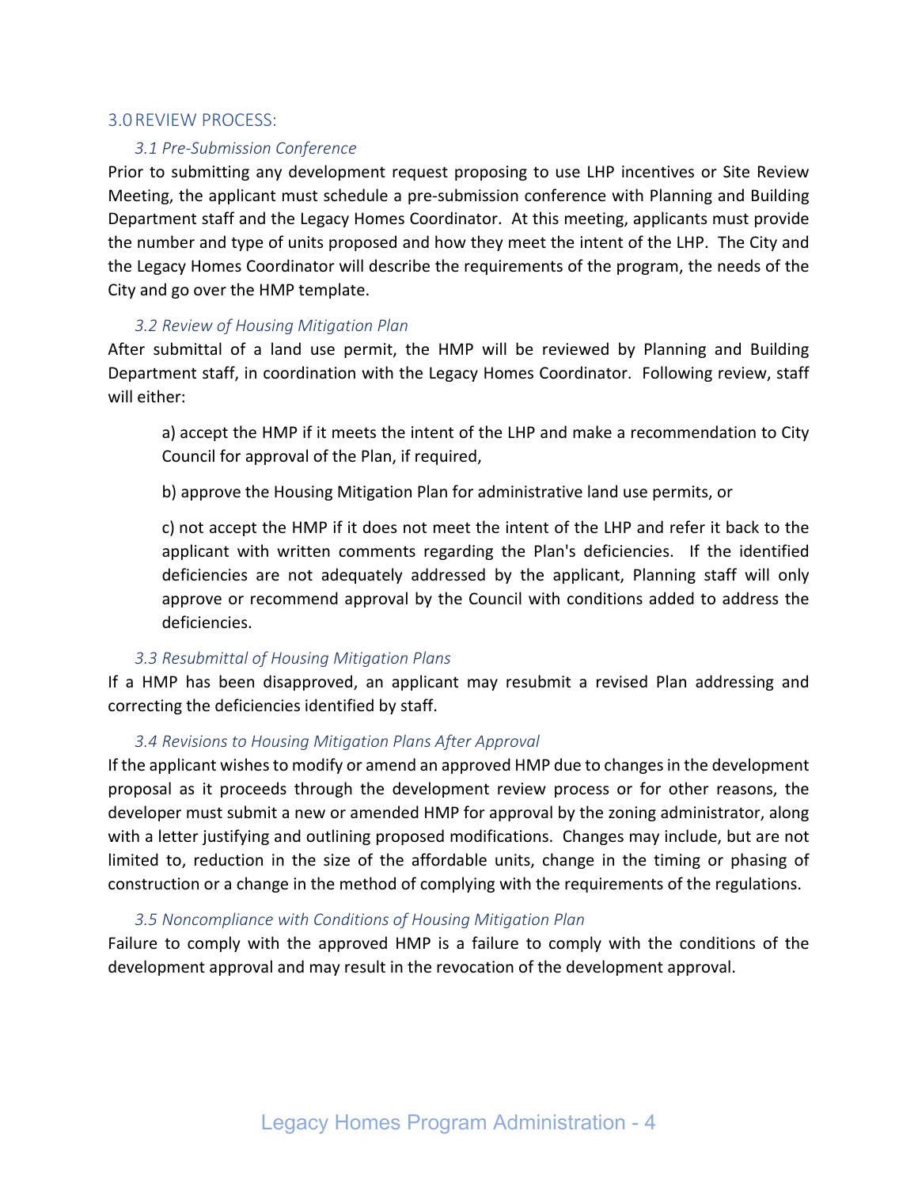## 3.0 REVIEW PROCESS:

### *3.1 Pre-Submission Conference*

Prior to submitting any development request proposing to use LHP incentives or Site Review Meeting, the applicant must schedule a pre-submission conference with Planning and Building Department staff and the Legacy Homes Coordinator. At this meeting, applicants must provide the number and type of units proposed and how they meet the intent of the LHP. The City and the Legacy Homes Coordinator will describe the requirements of the program, the needs of the City and go over the HMP template.

### *3.2 Review of Housing Mitigation Plan*

After submittal of a land use permit, the HMP will be reviewed by Planning and Building Department staff, in coordination with the Legacy Homes Coordinator. Following review, staff will either:

a) accept the HMP if it meets the intent of the LHP and make a recommendation to City Council for approval of the Plan, if required,

b) approve the Housing Mitigation Plan for administrative land use permits, or

c) not accept the HMP if it does not meet the intent of the LHP and refer it back to the applicant with written comments regarding the Plan's deficiencies. If the identified deficiencies are not adequately addressed by the applicant, Planning staff will only approve or recommend approval by the Council with conditions added to address the deficiencies.

### *3.3 Resubmittal of Housing Mitigation Plans*

If a HMP has been disapproved, an applicant may resubmit a revised Plan addressing and correcting the deficiencies identified by staff.

### *3.4 Revisions to Housing Mitigation Plans After Approval*

If the applicant wishes to modify or amend an approved HMP due to changes in the development proposal as it proceeds through the development review process or for other reasons, the developer must submit a new or amended HMP for approval by the zoning administrator, along with a letter justifying and outlining proposed modifications. Changes may include, but are not limited to, reduction in the size of the affordable units, change in the timing or phasing of construction or a change in the method of complying with the requirements of the regulations.

### *3.5 Noncompliance with Conditions of Housing Mitigation Plan*

Failure to comply with the approved HMP is a failure to comply with the conditions of the development approval and may result in the revocation of the development approval.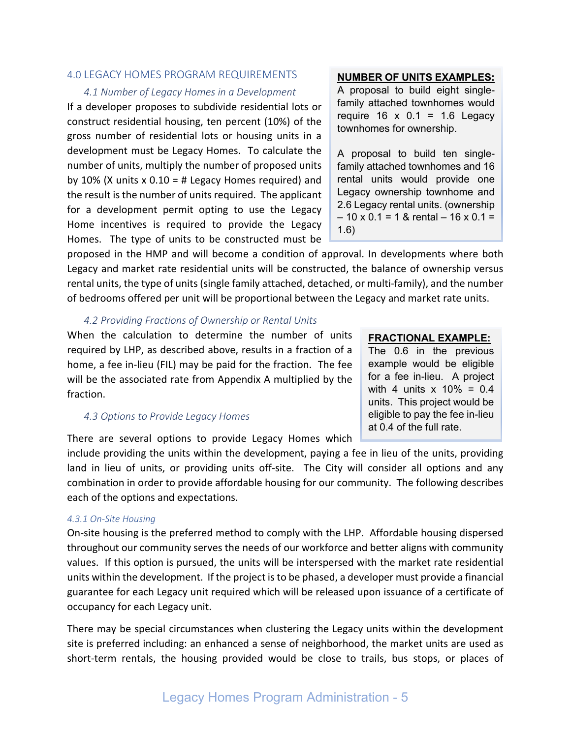## 4.0 LEGACY HOMES PROGRAM REQUIREMENTS

### *4.1 Number of Legacy Homes in a Development*

If a developer proposes to subdivide residential lots or construct residential housing, ten percent (10%) of the gross number of residential lots or housing units in a development must be Legacy Homes. To calculate the number of units, multiply the number of proposed units by 10% (X units x 0.10 = # Legacy Homes required) and the result is the number of units required. The applicant for a development permit opting to use the Legacy Home incentives is required to provide the Legacy Homes. The type of units to be constructed must be proposed in the HMP and will become a condition of approval. In developments where both Legacy and market rate residential units will be constructed, the balance of ownership versus rental units, the type of units (single family attached, detached, or multi-family), and the number of bedrooms offered per unit will be proportional between the Legacy and market rate units.

> **NUMBER OF UNITS EXAMPLES:**
>
> A proposal to build eight single-family attached townhomes would require 16 x 0.1 = 1.6 Legacy townhomes for ownership.
>
> A proposal to build ten single-family attached townhomes and 16 rental units would provide one Legacy ownership townhome and 2.6 Legacy rental units. (ownership – 10 x 0.1 = 1 & rental – 16 x 0.1 = 1.6)

### *4.2 Providing Fractions of Ownership or Rental Units*

When the calculation to determine the number of units required by LHP, as described above, results in a fraction of a home, a fee in-lieu (FIL) may be paid for the fraction. The fee will be the associated rate from Appendix A multiplied by the fraction.

> **FRACTIONAL EXAMPLE:**
>
> The 0.6 in the previous example would be eligible for a fee in-lieu. A project with 4 units x 10% = 0.4 units. This project would be eligible to pay the fee in-lieu at 0.4 of the full rate.

### *4.3 Options to Provide Legacy Homes*

There are several options to provide Legacy Homes which include providing the units within the development, paying a fee in lieu of the units, providing land in lieu of units, or providing units off-site. The City will consider all options and any combination in order to provide affordable housing for our community. The following describes each of the options and expectations.

#### *4.3.1 On-Site Housing*

On-site housing is the preferred method to comply with the LHP. Affordable housing dispersed throughout our community serves the needs of our workforce and better aligns with community values. If this option is pursued, the units will be interspersed with the market rate residential units within the development. If the project is to be phased, a developer must provide a financial guarantee for each Legacy unit required which will be released upon issuance of a certificate of occupancy for each Legacy unit.

There may be special circumstances when clustering the Legacy units within the development site is preferred including: an enhanced a sense of neighborhood, the market units are used as short-term rentals, the housing provided would be close to trails, bus stops, or places of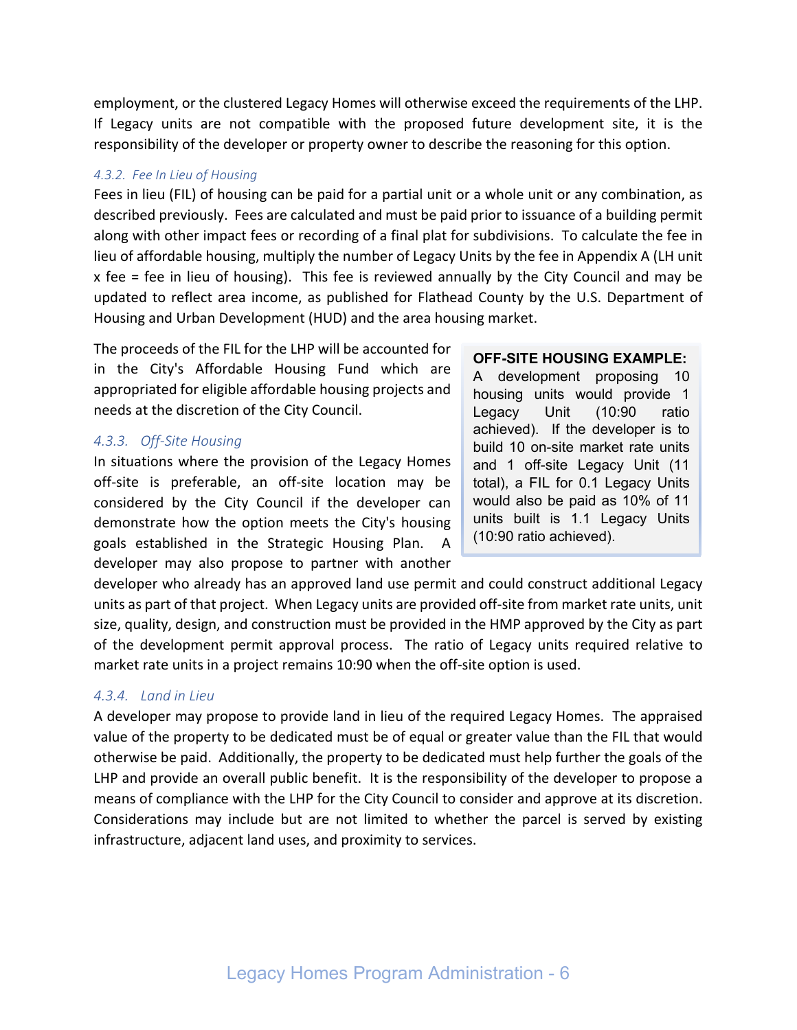employment, or the clustered Legacy Homes will otherwise exceed the requirements of the LHP. If Legacy units are not compatible with the proposed future development site, it is the responsibility of the developer or property owner to describe the reasoning for this option.

### *4.3.2. Fee In Lieu of Housing*

Fees in lieu (FIL) of housing can be paid for a partial unit or a whole unit or any combination, as described previously. Fees are calculated and must be paid prior to issuance of a building permit along with other impact fees or recording of a final plat for subdivisions. To calculate the fee in lieu of affordable housing, multiply the number of Legacy Units by the fee in Appendix A (LH unit x fee = fee in lieu of housing). This fee is reviewed annually by the City Council and may be updated to reflect area income, as published for Flathead County by the U.S. Department of Housing and Urban Development (HUD) and the area housing market.

The proceeds of the FIL for the LHP will be accounted for in the City's Affordable Housing Fund which are appropriated for eligible affordable housing projects and needs at the discretion of the City Council.

### *4.3.3. Off-Site Housing*

In situations where the provision of the Legacy Homes off-site is preferable, an off-site location may be considered by the City Council if the developer can demonstrate how the option meets the City's housing goals established in the Strategic Housing Plan. A developer may also propose to partner with another developer who already has an approved land use permit and could construct additional Legacy units as part of that project. When Legacy units are provided off-site from market rate units, unit size, quality, design, and construction must be provided in the HMP approved by the City as part of the development permit approval process. The ratio of Legacy units required relative to market rate units in a project remains 10:90 when the off-site option is used.

> **OFF-SITE HOUSING EXAMPLE:**
> A development proposing 10 housing units would provide 1 Legacy Unit (10:90 ratio achieved). If the developer is to build 10 on-site market rate units and 1 off-site Legacy Unit (11 total), a FIL for 0.1 Legacy Units would also be paid as 10% of 11 units built is 1.1 Legacy Units (10:90 ratio achieved).

### *4.3.4. Land in Lieu*

A developer may propose to provide land in lieu of the required Legacy Homes. The appraised value of the property to be dedicated must be of equal or greater value than the FIL that would otherwise be paid. Additionally, the property to be dedicated must help further the goals of the LHP and provide an overall public benefit. It is the responsibility of the developer to propose a means of compliance with the LHP for the City Council to consider and approve at its discretion. Considerations may include but are not limited to whether the parcel is served by existing infrastructure, adjacent land uses, and proximity to services.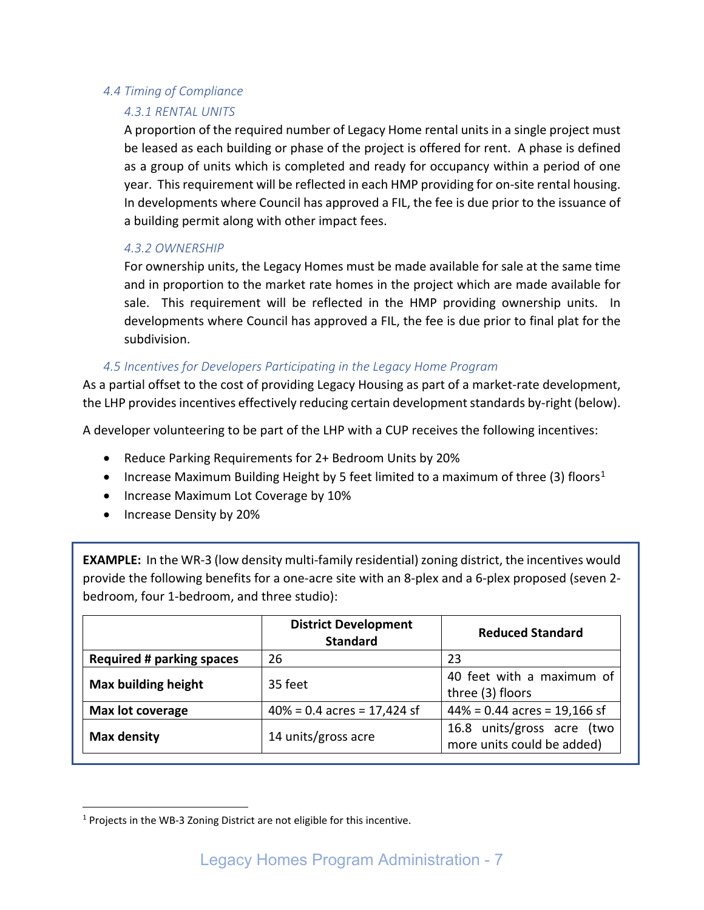### *4.4 Timing of Compliance*

#### *4.3.1 RENTAL UNITS*

A proportion of the required number of Legacy Home rental units in a single project must be leased as each building or phase of the project is offered for rent. A phase is defined as a group of units which is completed and ready for occupancy within a period of one year. This requirement will be reflected in each HMP providing for on-site rental housing. In developments where Council has approved a FIL, the fee is due prior to the issuance of a building permit along with other impact fees.

#### *4.3.2 OWNERSHIP*

For ownership units, the Legacy Homes must be made available for sale at the same time and in proportion to the market rate homes in the project which are made available for sale. This requirement will be reflected in the HMP providing ownership units. In developments where Council has approved a FIL, the fee is due prior to final plat for the subdivision.

### *4.5 Incentives for Developers Participating in the Legacy Home Program*

As a partial offset to the cost of providing Legacy Housing as part of a market-rate development, the LHP provides incentives effectively reducing certain development standards by-right (below).

A developer volunteering to be part of the LHP with a CUP receives the following incentives:

- Reduce Parking Requirements for 2+ Bedroom Units by 20%
- Increase Maximum Building Height by 5 feet limited to a maximum of three (3) floors[1]
- Increase Maximum Lot Coverage by 10%
- Increase Density by 20%

**EXAMPLE:** In the WR-3 (low density multi-family residential) zoning district, the incentives would provide the following benefits for a one-acre site with an 8-plex and a 6-plex proposed (seven 2-bedroom, four 1-bedroom, and three studio):

| | **District Development Standard** | **Reduced Standard** |
|---|---|---|
| **Required # parking spaces** | 26 | 23 |
| **Max building height** | 35 feet | 40 feet with a maximum of three (3) floors |
| **Max lot coverage** | 40% = 0.4 acres = 17,424 sf | 44% = 0.44 acres = 19,166 sf |
| **Max density** | 14 units/gross acre | 16.8 units/gross acre (two more units could be added) |

[1] Projects in the WB-3 Zoning District are not eligible for this incentive.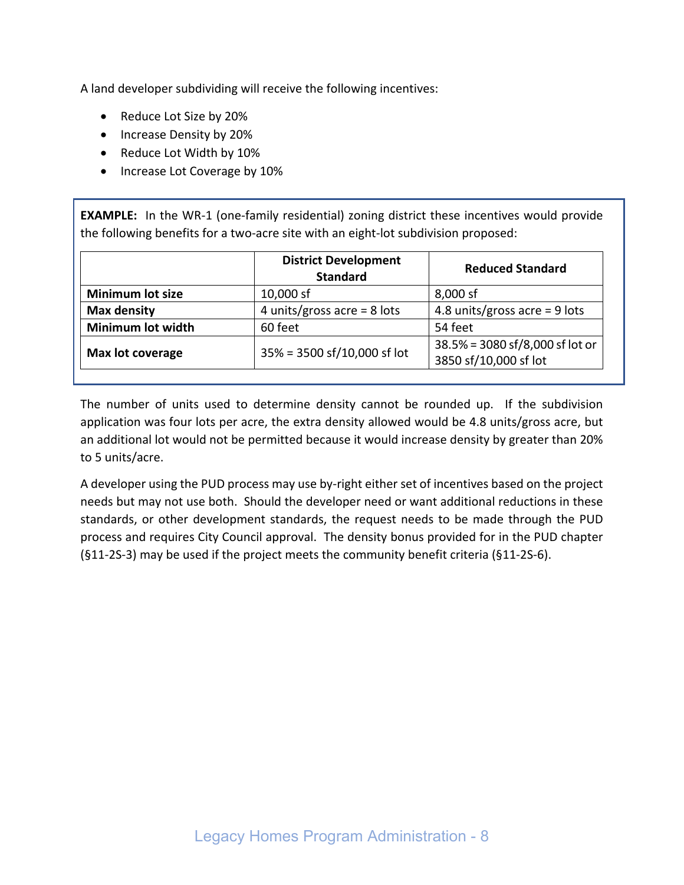A land developer subdividing will receive the following incentives:

- Reduce Lot Size by 20%
- Increase Density by 20%
- Reduce Lot Width by 10%
- Increase Lot Coverage by 10%

**EXAMPLE:** In the WR-1 (one-family residential) zoning district these incentives would provide the following benefits for a two-acre site with an eight-lot subdivision proposed:

| | District Development Standard | Reduced Standard |
|---|---|---|
| **Minimum lot size** | 10,000 sf | 8,000 sf |
| **Max density** | 4 units/gross acre = 8 lots | 4.8 units/gross acre = 9 lots |
| **Minimum lot width** | 60 feet | 54 feet |
| **Max lot coverage** | 35% = 3500 sf/10,000 sf lot | 38.5% = 3080 sf/8,000 sf lot or 3850 sf/10,000 sf lot |

The number of units used to determine density cannot be rounded up. If the subdivision application was four lots per acre, the extra density allowed would be 4.8 units/gross acre, but an additional lot would not be permitted because it would increase density by greater than 20% to 5 units/acre.

A developer using the PUD process may use by-right either set of incentives based on the project needs but may not use both. Should the developer need or want additional reductions in these standards, or other development standards, the request needs to be made through the PUD process and requires City Council approval. The density bonus provided for in the PUD chapter (§11-2S-3) may be used if the project meets the community benefit criteria (§11-2S-6).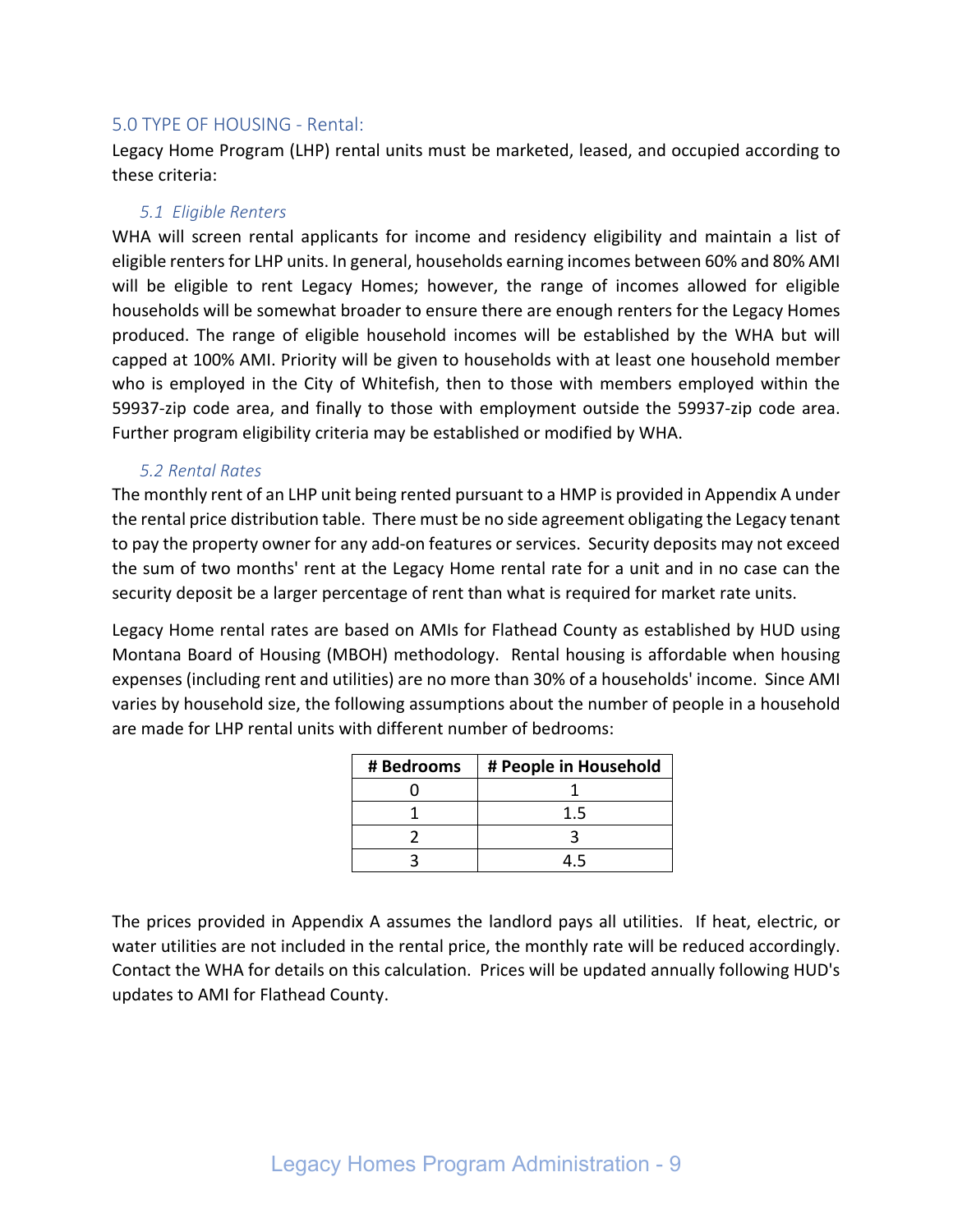## 5.0 TYPE OF HOUSING - Rental:

Legacy Home Program (LHP) rental units must be marketed, leased, and occupied according to these criteria:

### *5.1 Eligible Renters*

WHA will screen rental applicants for income and residency eligibility and maintain a list of eligible renters for LHP units. In general, households earning incomes between 60% and 80% AMI will be eligible to rent Legacy Homes; however, the range of incomes allowed for eligible households will be somewhat broader to ensure there are enough renters for the Legacy Homes produced. The range of eligible household incomes will be established by the WHA but will capped at 100% AMI. Priority will be given to households with at least one household member who is employed in the City of Whitefish, then to those with members employed within the 59937-zip code area, and finally to those with employment outside the 59937-zip code area. Further program eligibility criteria may be established or modified by WHA.

### *5.2 Rental Rates*

The monthly rent of an LHP unit being rented pursuant to a HMP is provided in Appendix A under the rental price distribution table. There must be no side agreement obligating the Legacy tenant to pay the property owner for any add-on features or services. Security deposits may not exceed the sum of two months' rent at the Legacy Home rental rate for a unit and in no case can the security deposit be a larger percentage of rent than what is required for market rate units.

Legacy Home rental rates are based on AMIs for Flathead County as established by HUD using Montana Board of Housing (MBOH) methodology. Rental housing is affordable when housing expenses (including rent and utilities) are no more than 30% of a households' income. Since AMI varies by household size, the following assumptions about the number of people in a household are made for LHP rental units with different number of bedrooms:

| # Bedrooms | # People in Household |
|---|---|
| 0 | 1 |
| 1 | 1.5 |
| 2 | 3 |
| 3 | 4.5 |

The prices provided in Appendix A assumes the landlord pays all utilities. If heat, electric, or water utilities are not included in the rental price, the monthly rate will be reduced accordingly. Contact the WHA for details on this calculation. Prices will be updated annually following HUD's updates to AMI for Flathead County.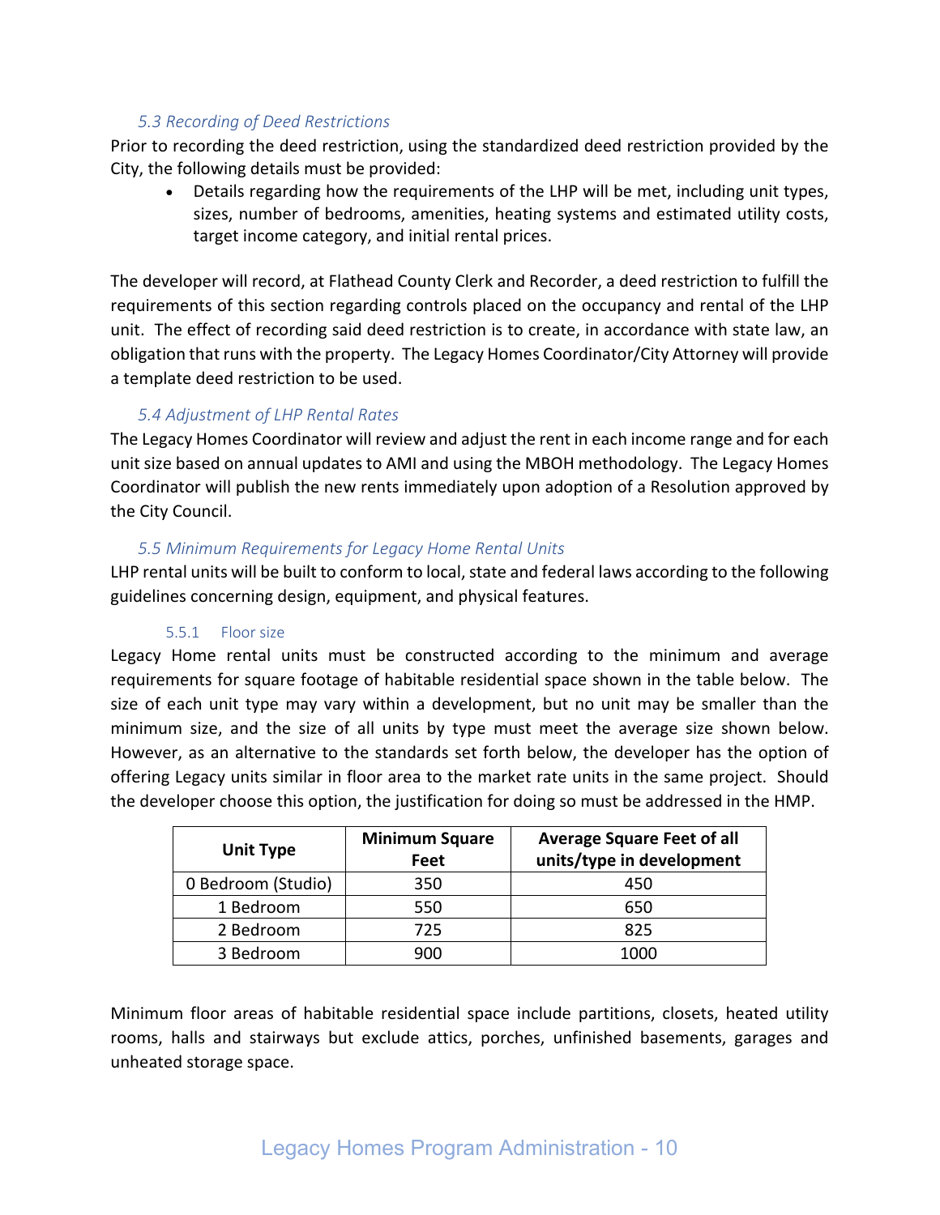### *5.3 Recording of Deed Restrictions*

Prior to recording the deed restriction, using the standardized deed restriction provided by the City, the following details must be provided:

- Details regarding how the requirements of the LHP will be met, including unit types, sizes, number of bedrooms, amenities, heating systems and estimated utility costs, target income category, and initial rental prices.

The developer will record, at Flathead County Clerk and Recorder, a deed restriction to fulfill the requirements of this section regarding controls placed on the occupancy and rental of the LHP unit. The effect of recording said deed restriction is to create, in accordance with state law, an obligation that runs with the property. The Legacy Homes Coordinator/City Attorney will provide a template deed restriction to be used.

### *5.4 Adjustment of LHP Rental Rates*

The Legacy Homes Coordinator will review and adjust the rent in each income range and for each unit size based on annual updates to AMI and using the MBOH methodology. The Legacy Homes Coordinator will publish the new rents immediately upon adoption of a Resolution approved by the City Council.

### *5.5 Minimum Requirements for Legacy Home Rental Units*

LHP rental units will be built to conform to local, state and federal laws according to the following guidelines concerning design, equipment, and physical features.

#### 5.5.1 Floor size

Legacy Home rental units must be constructed according to the minimum and average requirements for square footage of habitable residential space shown in the table below. The size of each unit type may vary within a development, but no unit may be smaller than the minimum size, and the size of all units by type must meet the average size shown below. However, as an alternative to the standards set forth below, the developer has the option of offering Legacy units similar in floor area to the market rate units in the same project. Should the developer choose this option, the justification for doing so must be addressed in the HMP.

| Unit Type | Minimum Square Feet | Average Square Feet of all units/type in development |
|---|---|---|
| 0 Bedroom (Studio) | 350 | 450 |
| 1 Bedroom | 550 | 650 |
| 2 Bedroom | 725 | 825 |
| 3 Bedroom | 900 | 1000 |

Minimum floor areas of habitable residential space include partitions, closets, heated utility rooms, halls and stairways but exclude attics, porches, unfinished basements, garages and unheated storage space.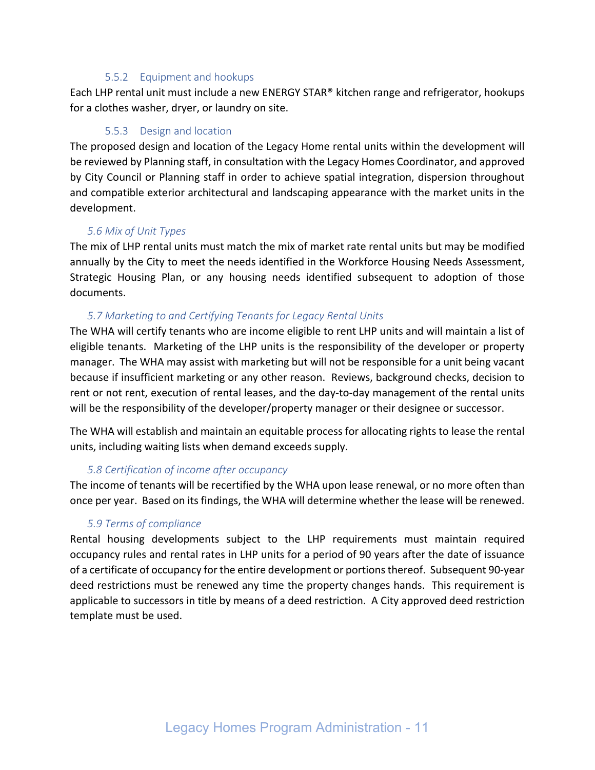#### 5.5.2 Equipment and hookups

Each LHP rental unit must include a new ENERGY STAR® kitchen range and refrigerator, hookups for a clothes washer, dryer, or laundry on site.

#### 5.5.3 Design and location

The proposed design and location of the Legacy Home rental units within the development will be reviewed by Planning staff, in consultation with the Legacy Homes Coordinator, and approved by City Council or Planning staff in order to achieve spatial integration, dispersion throughout and compatible exterior architectural and landscaping appearance with the market units in the development.

### *5.6 Mix of Unit Types*

The mix of LHP rental units must match the mix of market rate rental units but may be modified annually by the City to meet the needs identified in the Workforce Housing Needs Assessment, Strategic Housing Plan, or any housing needs identified subsequent to adoption of those documents.

### *5.7 Marketing to and Certifying Tenants for Legacy Rental Units*

The WHA will certify tenants who are income eligible to rent LHP units and will maintain a list of eligible tenants. Marketing of the LHP units is the responsibility of the developer or property manager. The WHA may assist with marketing but will not be responsible for a unit being vacant because if insufficient marketing or any other reason. Reviews, background checks, decision to rent or not rent, execution of rental leases, and the day-to-day management of the rental units will be the responsibility of the developer/property manager or their designee or successor.

The WHA will establish and maintain an equitable process for allocating rights to lease the rental units, including waiting lists when demand exceeds supply.

### *5.8 Certification of income after occupancy*

The income of tenants will be recertified by the WHA upon lease renewal, or no more often than once per year. Based on its findings, the WHA will determine whether the lease will be renewed.

### *5.9 Terms of compliance*

Rental housing developments subject to the LHP requirements must maintain required occupancy rules and rental rates in LHP units for a period of 90 years after the date of issuance of a certificate of occupancy for the entire development or portions thereof. Subsequent 90-year deed restrictions must be renewed any time the property changes hands. This requirement is applicable to successors in title by means of a deed restriction. A City approved deed restriction template must be used.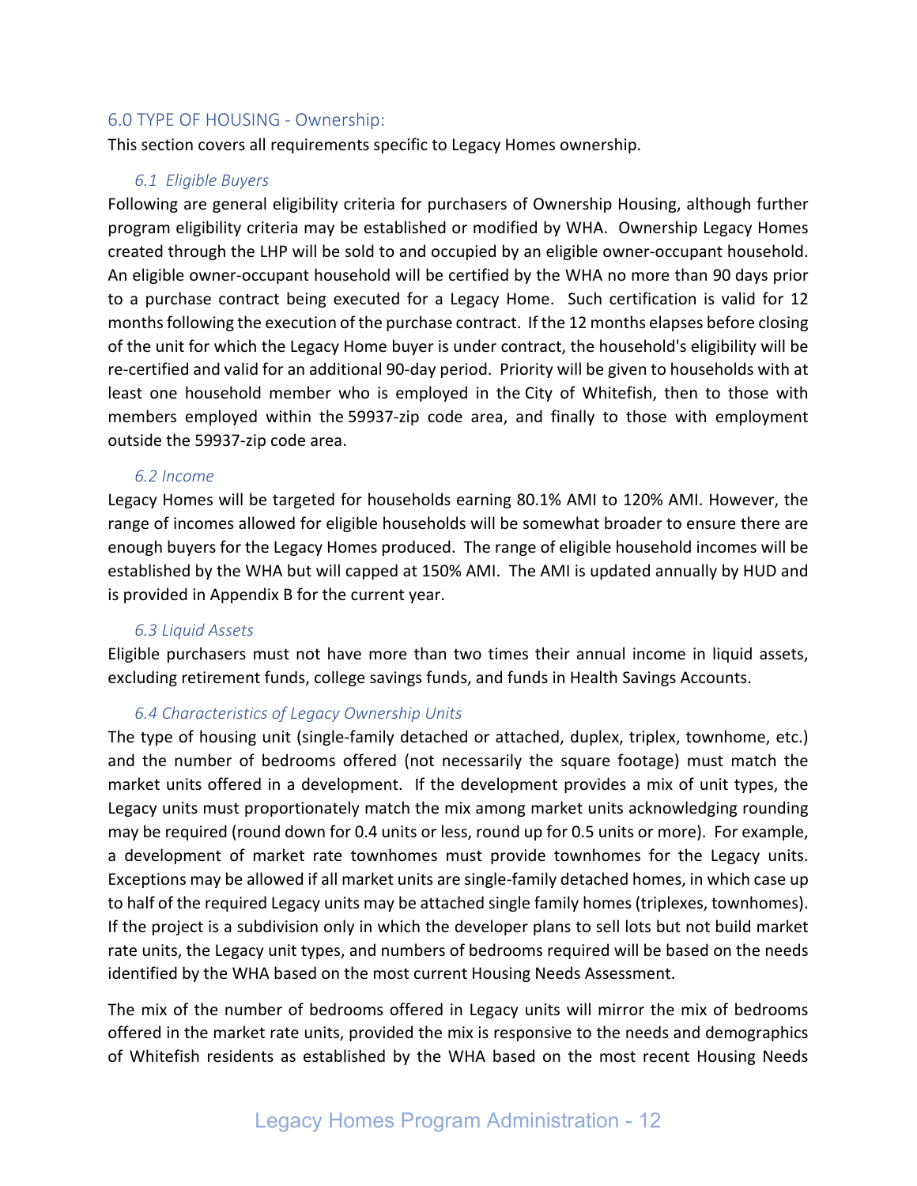## 6.0 TYPE OF HOUSING - Ownership:

This section covers all requirements specific to Legacy Homes ownership.

### *6.1 Eligible Buyers*

Following are general eligibility criteria for purchasers of Ownership Housing, although further program eligibility criteria may be established or modified by WHA. Ownership Legacy Homes created through the LHP will be sold to and occupied by an eligible owner-occupant household. An eligible owner-occupant household will be certified by the WHA no more than 90 days prior to a purchase contract being executed for a Legacy Home. Such certification is valid for 12 months following the execution of the purchase contract. If the 12 months elapses before closing of the unit for which the Legacy Home buyer is under contract, the household's eligibility will be re-certified and valid for an additional 90-day period. Priority will be given to households with at least one household member who is employed in the City of Whitefish, then to those with members employed within the 59937-zip code area, and finally to those with employment outside the 59937-zip code area.

### *6.2 Income*

Legacy Homes will be targeted for households earning 80.1% AMI to 120% AMI. However, the range of incomes allowed for eligible households will be somewhat broader to ensure there are enough buyers for the Legacy Homes produced. The range of eligible household incomes will be established by the WHA but will capped at 150% AMI. The AMI is updated annually by HUD and is provided in Appendix B for the current year.

### *6.3 Liquid Assets*

Eligible purchasers must not have more than two times their annual income in liquid assets, excluding retirement funds, college savings funds, and funds in Health Savings Accounts.

### *6.4 Characteristics of Legacy Ownership Units*

The type of housing unit (single-family detached or attached, duplex, triplex, townhome, etc.) and the number of bedrooms offered (not necessarily the square footage) must match the market units offered in a development. If the development provides a mix of unit types, the Legacy units must proportionately match the mix among market units acknowledging rounding may be required (round down for 0.4 units or less, round up for 0.5 units or more). For example, a development of market rate townhomes must provide townhomes for the Legacy units. Exceptions may be allowed if all market units are single-family detached homes, in which case up to half of the required Legacy units may be attached single family homes (triplexes, townhomes). If the project is a subdivision only in which the developer plans to sell lots but not build market rate units, the Legacy unit types, and numbers of bedrooms required will be based on the needs identified by the WHA based on the most current Housing Needs Assessment.

The mix of the number of bedrooms offered in Legacy units will mirror the mix of bedrooms offered in the market rate units, provided the mix is responsive to the needs and demographics of Whitefish residents as established by the WHA based on the most recent Housing Needs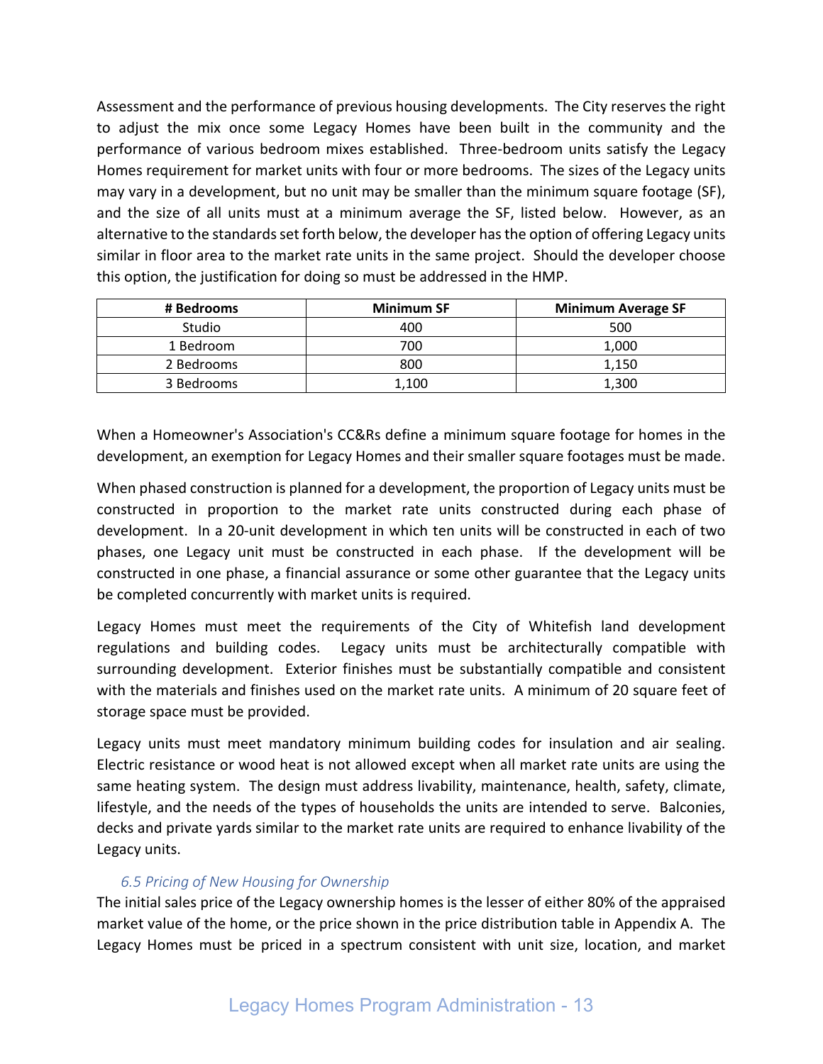Assessment and the performance of previous housing developments. The City reserves the right to adjust the mix once some Legacy Homes have been built in the community and the performance of various bedroom mixes established. Three-bedroom units satisfy the Legacy Homes requirement for market units with four or more bedrooms. The sizes of the Legacy units may vary in a development, but no unit may be smaller than the minimum square footage (SF), and the size of all units must at a minimum average the SF, listed below. However, as an alternative to the standards set forth below, the developer has the option of offering Legacy units similar in floor area to the market rate units in the same project. Should the developer choose this option, the justification for doing so must be addressed in the HMP.

| # Bedrooms | Minimum SF | Minimum Average SF |
|---|---|---|
| Studio | 400 | 500 |
| 1 Bedroom | 700 | 1,000 |
| 2 Bedrooms | 800 | 1,150 |
| 3 Bedrooms | 1,100 | 1,300 |

When a Homeowner's Association's CC&Rs define a minimum square footage for homes in the development, an exemption for Legacy Homes and their smaller square footages must be made.

When phased construction is planned for a development, the proportion of Legacy units must be constructed in proportion to the market rate units constructed during each phase of development. In a 20-unit development in which ten units will be constructed in each of two phases, one Legacy unit must be constructed in each phase. If the development will be constructed in one phase, a financial assurance or some other guarantee that the Legacy units be completed concurrently with market units is required.

Legacy Homes must meet the requirements of the City of Whitefish land development regulations and building codes. Legacy units must be architecturally compatible with surrounding development. Exterior finishes must be substantially compatible and consistent with the materials and finishes used on the market rate units. A minimum of 20 square feet of storage space must be provided.

Legacy units must meet mandatory minimum building codes for insulation and air sealing. Electric resistance or wood heat is not allowed except when all market rate units are using the same heating system. The design must address livability, maintenance, health, safety, climate, lifestyle, and the needs of the types of households the units are intended to serve. Balconies, decks and private yards similar to the market rate units are required to enhance livability of the Legacy units.

### *6.5 Pricing of New Housing for Ownership*

The initial sales price of the Legacy ownership homes is the lesser of either 80% of the appraised market value of the home, or the price shown in the price distribution table in Appendix A. The Legacy Homes must be priced in a spectrum consistent with unit size, location, and market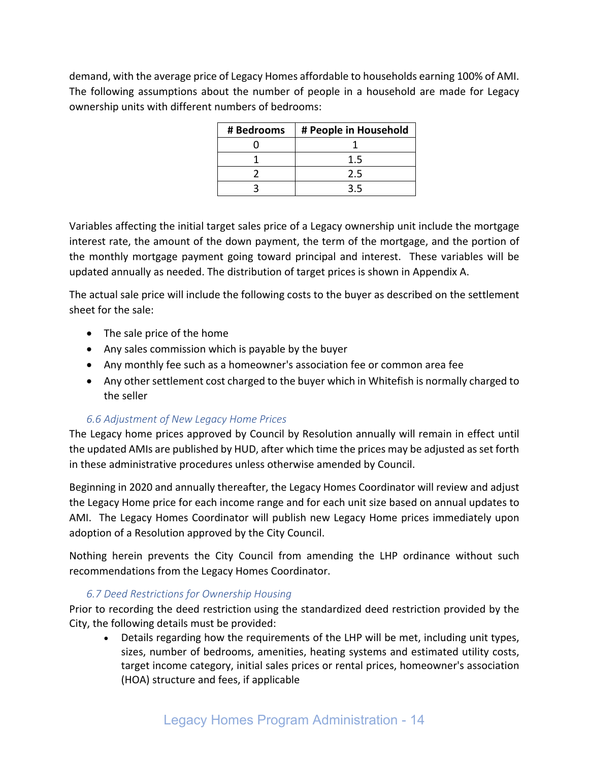demand, with the average price of Legacy Homes affordable to households earning 100% of AMI. The following assumptions about the number of people in a household are made for Legacy ownership units with different numbers of bedrooms:

| # Bedrooms | # People in Household |
|---|---|
| 0 | 1 |
| 1 | 1.5 |
| 2 | 2.5 |
| 3 | 3.5 |

Variables affecting the initial target sales price of a Legacy ownership unit include the mortgage interest rate, the amount of the down payment, the term of the mortgage, and the portion of the monthly mortgage payment going toward principal and interest. These variables will be updated annually as needed. The distribution of target prices is shown in Appendix A.

The actual sale price will include the following costs to the buyer as described on the settlement sheet for the sale:

- The sale price of the home
- Any sales commission which is payable by the buyer
- Any monthly fee such as a homeowner's association fee or common area fee
- Any other settlement cost charged to the buyer which in Whitefish is normally charged to the seller

### *6.6 Adjustment of New Legacy Home Prices*

The Legacy home prices approved by Council by Resolution annually will remain in effect until the updated AMIs are published by HUD, after which time the prices may be adjusted as set forth in these administrative procedures unless otherwise amended by Council.

Beginning in 2020 and annually thereafter, the Legacy Homes Coordinator will review and adjust the Legacy Home price for each income range and for each unit size based on annual updates to AMI. The Legacy Homes Coordinator will publish new Legacy Home prices immediately upon adoption of a Resolution approved by the City Council.

Nothing herein prevents the City Council from amending the LHP ordinance without such recommendations from the Legacy Homes Coordinator.

### *6.7 Deed Restrictions for Ownership Housing*

Prior to recording the deed restriction using the standardized deed restriction provided by the City, the following details must be provided:

- Details regarding how the requirements of the LHP will be met, including unit types, sizes, number of bedrooms, amenities, heating systems and estimated utility costs, target income category, initial sales prices or rental prices, homeowner's association (HOA) structure and fees, if applicable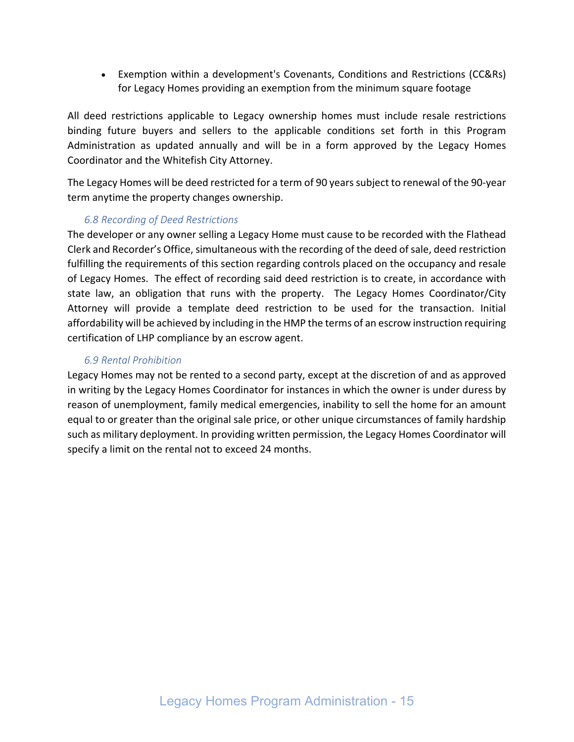- Exemption within a development's Covenants, Conditions and Restrictions (CC&Rs) for Legacy Homes providing an exemption from the minimum square footage

All deed restrictions applicable to Legacy ownership homes must include resale restrictions binding future buyers and sellers to the applicable conditions set forth in this Program Administration as updated annually and will be in a form approved by the Legacy Homes Coordinator and the Whitefish City Attorney.

The Legacy Homes will be deed restricted for a term of 90 years subject to renewal of the 90-year term anytime the property changes ownership.

### *6.8 Recording of Deed Restrictions*

The developer or any owner selling a Legacy Home must cause to be recorded with the Flathead Clerk and Recorder's Office, simultaneous with the recording of the deed of sale, deed restriction fulfilling the requirements of this section regarding controls placed on the occupancy and resale of Legacy Homes. The effect of recording said deed restriction is to create, in accordance with state law, an obligation that runs with the property. The Legacy Homes Coordinator/City Attorney will provide a template deed restriction to be used for the transaction. Initial affordability will be achieved by including in the HMP the terms of an escrow instruction requiring certification of LHP compliance by an escrow agent.

### *6.9 Rental Prohibition*

Legacy Homes may not be rented to a second party, except at the discretion of and as approved in writing by the Legacy Homes Coordinator for instances in which the owner is under duress by reason of unemployment, family medical emergencies, inability to sell the home for an amount equal to or greater than the original sale price, or other unique circumstances of family hardship such as military deployment. In providing written permission, the Legacy Homes Coordinator will specify a limit on the rental not to exceed 24 months.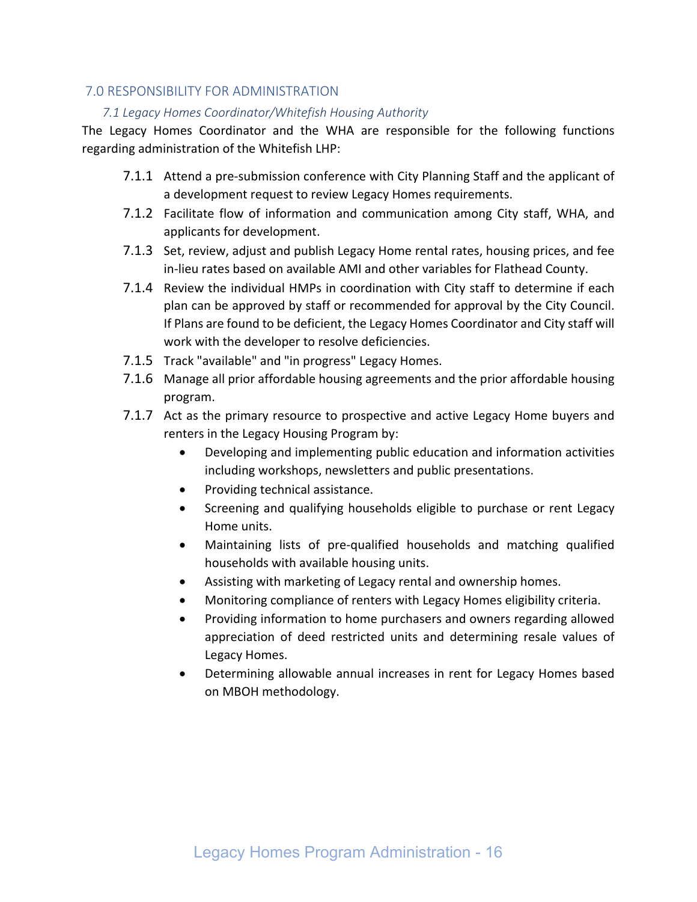## 7.0 RESPONSIBILITY FOR ADMINISTRATION

### *7.1 Legacy Homes Coordinator/Whitefish Housing Authority*

The Legacy Homes Coordinator and the WHA are responsible for the following functions regarding administration of the Whitefish LHP:

7.1.1 Attend a pre-submission conference with City Planning Staff and the applicant of a development request to review Legacy Homes requirements.

7.1.2 Facilitate flow of information and communication among City staff, WHA, and applicants for development.

7.1.3 Set, review, adjust and publish Legacy Home rental rates, housing prices, and fee in-lieu rates based on available AMI and other variables for Flathead County.

7.1.4 Review the individual HMPs in coordination with City staff to determine if each plan can be approved by staff or recommended for approval by the City Council. If Plans are found to be deficient, the Legacy Homes Coordinator and City staff will work with the developer to resolve deficiencies.

7.1.5 Track "available" and "in progress" Legacy Homes.

7.1.6 Manage all prior affordable housing agreements and the prior affordable housing program.

7.1.7 Act as the primary resource to prospective and active Legacy Home buyers and renters in the Legacy Housing Program by:

- Developing and implementing public education and information activities including workshops, newsletters and public presentations.
- Providing technical assistance.
- Screening and qualifying households eligible to purchase or rent Legacy Home units.
- Maintaining lists of pre-qualified households and matching qualified households with available housing units.
- Assisting with marketing of Legacy rental and ownership homes.
- Monitoring compliance of renters with Legacy Homes eligibility criteria.
- Providing information to home purchasers and owners regarding allowed appreciation of deed restricted units and determining resale values of Legacy Homes.
- Determining allowable annual increases in rent for Legacy Homes based on MBOH methodology.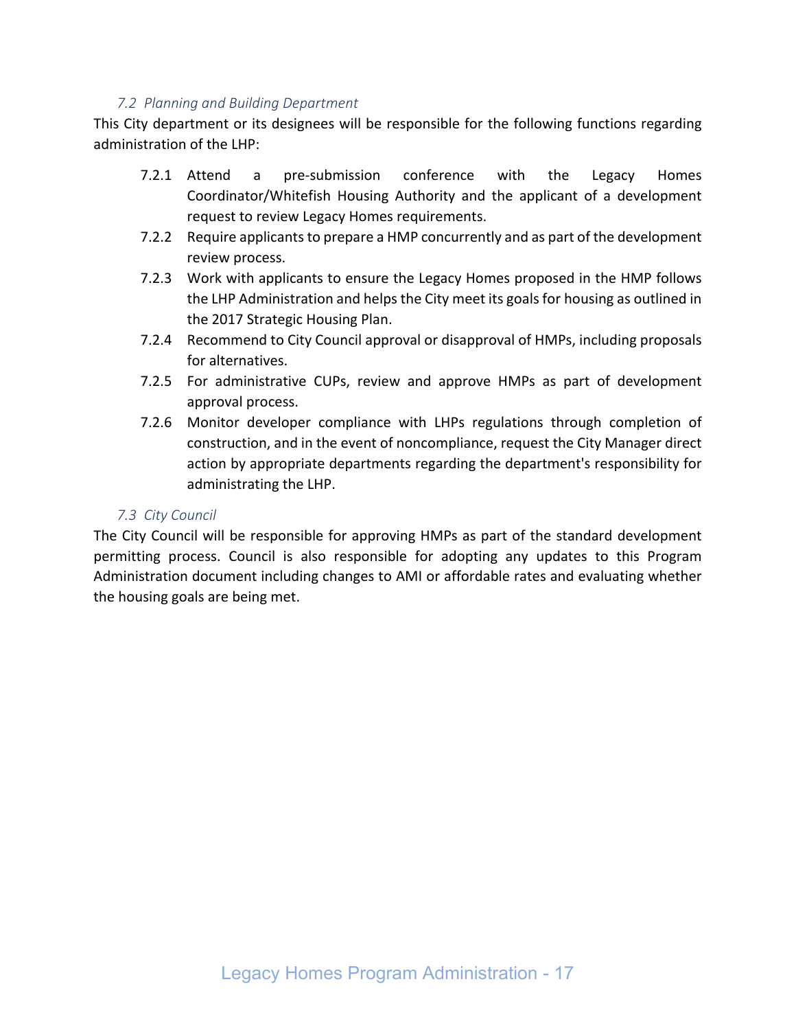### *7.2 Planning and Building Department*

This City department or its designees will be responsible for the following functions regarding administration of the LHP:

- 7.2.1 Attend a pre-submission conference with the Legacy Homes Coordinator/Whitefish Housing Authority and the applicant of a development request to review Legacy Homes requirements.
- 7.2.2 Require applicants to prepare a HMP concurrently and as part of the development review process.
- 7.2.3 Work with applicants to ensure the Legacy Homes proposed in the HMP follows the LHP Administration and helps the City meet its goals for housing as outlined in the 2017 Strategic Housing Plan.
- 7.2.4 Recommend to City Council approval or disapproval of HMPs, including proposals for alternatives.
- 7.2.5 For administrative CUPs, review and approve HMPs as part of development approval process.
- 7.2.6 Monitor developer compliance with LHPs regulations through completion of construction, and in the event of noncompliance, request the City Manager direct action by appropriate departments regarding the department's responsibility for administrating the LHP.

### *7.3 City Council*

The City Council will be responsible for approving HMPs as part of the standard development permitting process. Council is also responsible for adopting any updates to this Program Administration document including changes to AMI or affordable rates and evaluating whether the housing goals are being met.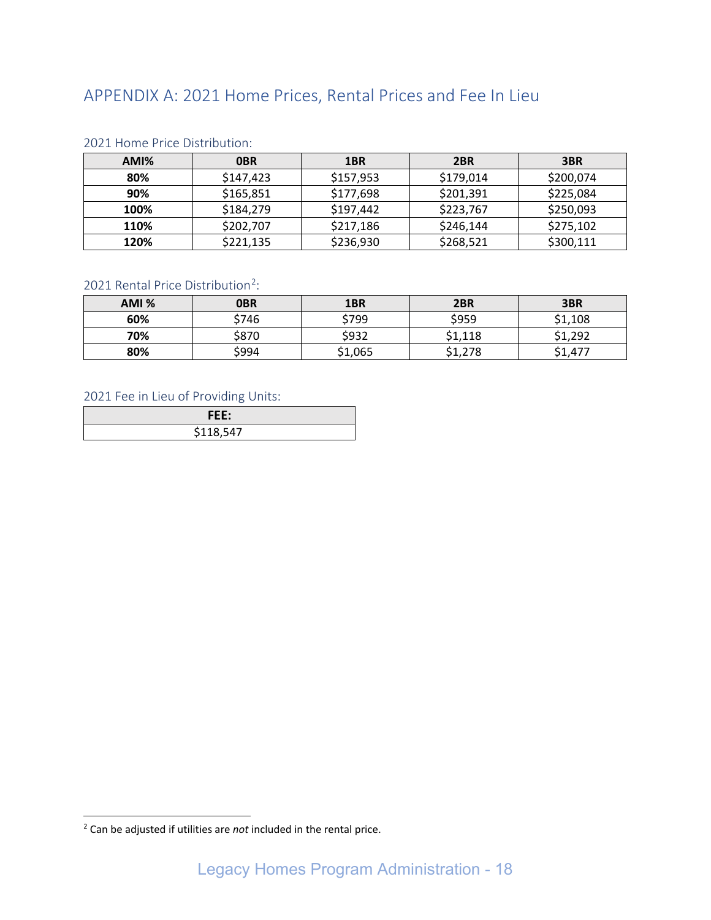## APPENDIX A: 2021 Home Prices, Rental Prices and Fee In Lieu

### 2021 Home Price Distribution:

| AMI% | 0BR | 1BR | 2BR | 3BR |
|---|---|---|---|---|
| **80%** | $147,423 | $157,953 | $179,014 | $200,074 |
| **90%** | $165,851 | $177,698 | $201,391 | $225,084 |
| **100%** | $184,279 | $197,442 | $223,767 | $250,093 |
| **110%** | $202,707 | $217,186 | $246,144 | $275,102 |
| **120%** | $221,135 | $236,930 | $268,521 | $300,111 |

### 2021 Rental Price Distribution[2]:

| AMI % | 0BR | 1BR | 2BR | 3BR |
|---|---|---|---|---|
| **60%** | $746 | $799 | $959 | $1,108 |
| **70%** | $870 | $932 | $1,118 | $1,292 |
| **80%** | $994 | $1,065 | $1,278 | $1,477 |

### 2021 Fee in Lieu of Providing Units:

| FEE: |
|---|
| $118,547 |

[2] Can be adjusted if utilities are *not* included in the rental price.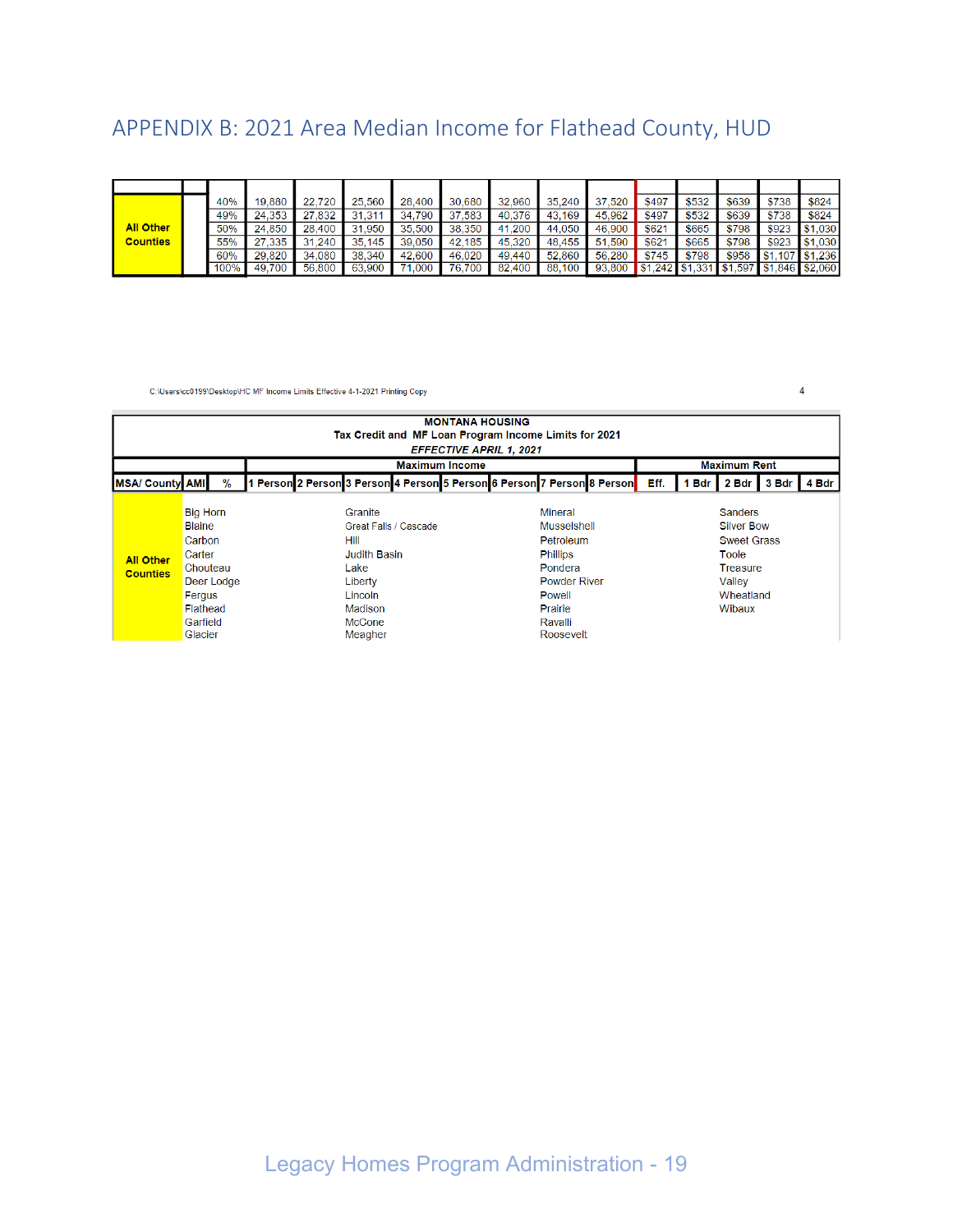# APPENDIX B: 2021 Area Median Income for Flathead County, HUD

C:\Users\cc0199\Desktop\HC MF Income Limits Effective 4-1-2021 Printing Copy

**MONTANA HOUSING**
**Tax Credit and MF Loan Program Income Limits for 2021**
***EFFECTIVE APRIL 1, 2021***

| MSA/ County | AMI | % | Maximum Income | | | | | | | | Maximum Rent | | | | |
|---|---|---|---|---|---|---|---|---|---|---|---|---|---|---|---|
| | | | 1 Person | 2 Person | 3 Person | 4 Person | 5 Person | 6 Person | 7 Person | 8 Person | Eff. | 1 Bdr | 2 Bdr | 3 Bdr | 4 Bdr |
| **All Other Counties** | | 40% | 19,880 | 22,720 | 25,560 | 28,400 | 30,680 | 32,960 | 35,240 | 37,520 | $497 | $532 | $639 | $738 | $824 |
| | | 49% | 24,353 | 27,832 | 31,311 | 34,790 | 37,583 | 40,376 | 43,169 | 45,962 | $497 | $532 | $639 | $738 | $824 |
| | | 50% | 24,850 | 28,400 | 31,950 | 35,500 | 38,350 | 41,200 | 44,050 | 46,900 | $621 | $665 | $798 | $923 | $1,030 |
| | | 55% | 27,335 | 31,240 | 35,145 | 39,050 | 42,185 | 45,320 | 48,455 | 51,590 | $621 | $665 | $798 | $923 | $1,030 |
| | | 60% | 29,820 | 34,080 | 38,340 | 42,600 | 46,020 | 49,440 | 52,860 | 56,280 | $745 | $798 | $958 | $1,107 | $1,236 |
| | | 100% | 49,700 | 56,800 | 63,900 | 71,000 | 76,700 | 82,400 | 88,100 | 93,800 | $1,242 | $1,331 | $1,597 | $1,846 | $2,060 |

**All Other Counties**

| | | | |
|---|---|---|---|
| Big Horn | Granite | Mineral | Sanders |
| Blaine | Great Falls / Cascade | Musselshell | Silver Bow |
| Carbon | Hill | Petroleum | Sweet Grass |
| Carter | Judith Basin | Phillips | Toole |
| Chouteau | Lake | Pondera | Treasure |
| Deer Lodge | Liberty | Powder River | Valley |
| Fergus | Lincoln | Powell | Wheatland |
| Flathead | Madison | Prairie | Wibaux |
| Garfield | McCone | Ravalli | |
| Glacier | Meagher | Roosevelt | |